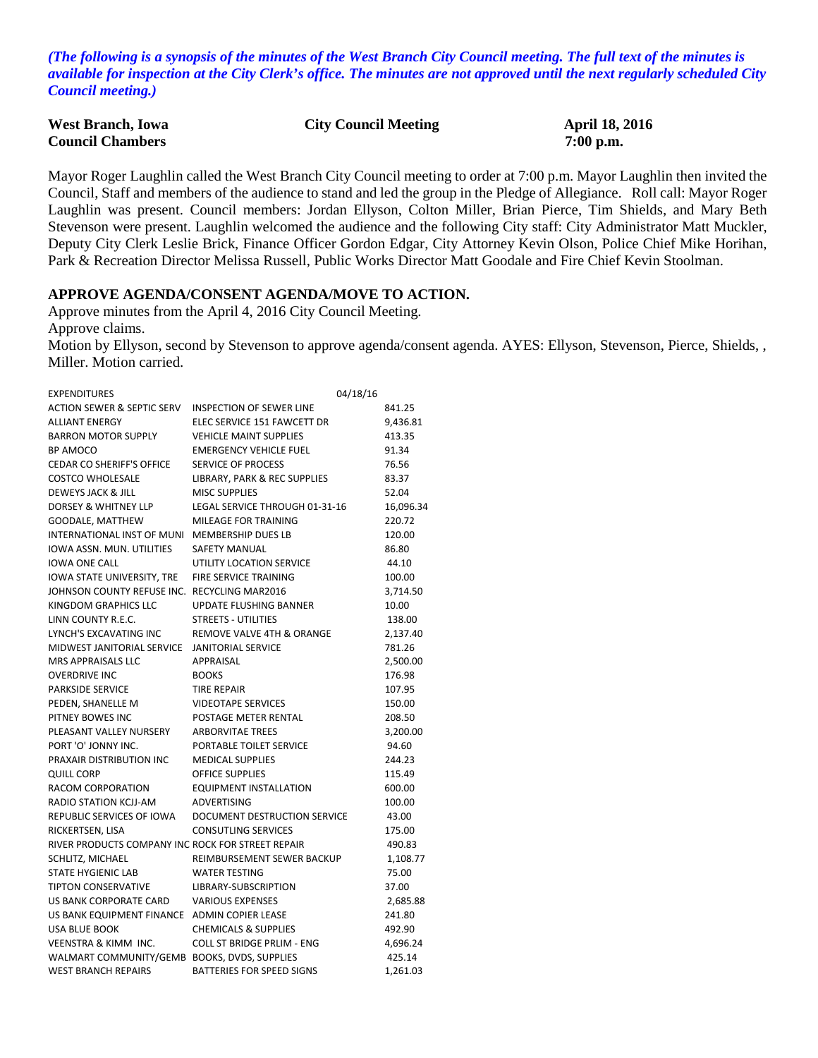*(The following is a synopsis of the minutes of the West Branch City Council meeting. The full text of the minutes is available for inspection at the City Clerk's office. The minutes are not approved until the next regularly scheduled City Council meeting.)*

**West Branch, Iowa** **City Council Meeting** **April 18, 2016**
**Council Chambers** **7:00 p.m.**

Mayor Roger Laughlin called the West Branch City Council meeting to order at 7:00 p.m. Mayor Laughlin then invited the Council, Staff and members of the audience to stand and led the group in the Pledge of Allegiance. Roll call: Mayor Roger Laughlin was present. Council members: Jordan Ellyson, Colton Miller, Brian Pierce, Tim Shields, and Mary Beth Stevenson were present. Laughlin welcomed the audience and the following City staff: City Administrator Matt Muckler, Deputy City Clerk Leslie Brick, Finance Officer Gordon Edgar, City Attorney Kevin Olson, Police Chief Mike Horihan, Park & Recreation Director Melissa Russell, Public Works Director Matt Goodale and Fire Chief Kevin Stoolman.

**APPROVE AGENDA/CONSENT AGENDA/MOVE TO ACTION.**

Approve minutes from the April 4, 2016 City Council Meeting.
Approve claims.
Motion by Ellyson, second by Stevenson to approve agenda/consent agenda. AYES: Ellyson, Stevenson, Pierce, Shields, , Miller. Motion carried.

| EXPENDITURES | 04/18/16 | |
|---|---|---|
| ACTION SEWER & SEPTIC SERV | INSPECTION OF SEWER LINE | 841.25 |
| ALLIANT ENERGY | ELEC SERVICE 151 FAWCETT DR | 9,436.81 |
| BARRON MOTOR SUPPLY | VEHICLE MAINT SUPPLIES | 413.35 |
| BP AMOCO | EMERGENCY VEHICLE FUEL | 91.34 |
| CEDAR CO SHERIFF'S OFFICE | SERVICE OF PROCESS | 76.56 |
| COSTCO WHOLESALE | LIBRARY, PARK & REC SUPPLIES | 83.37 |
| DEWEYS JACK & JILL | MISC SUPPLIES | 52.04 |
| DORSEY & WHITNEY LLP | LEGAL SERVICE THROUGH 01-31-16 | 16,096.34 |
| GOODALE, MATTHEW | MILEAGE FOR TRAINING | 220.72 |
| INTERNATIONAL INST OF MUNI | MEMBERSHIP DUES LB | 120.00 |
| IOWA ASSN. MUN. UTILITIES | SAFETY MANUAL | 86.80 |
| IOWA ONE CALL | UTILITY LOCATION SERVICE | 44.10 |
| IOWA STATE UNIVERSITY, TRE | FIRE SERVICE TRAINING | 100.00 |
| JOHNSON COUNTY REFUSE INC. | RECYCLING MAR2016 | 3,714.50 |
| KINGDOM GRAPHICS LLC | UPDATE FLUSHING BANNER | 10.00 |
| LINN COUNTY R.E.C. | STREETS - UTILITIES | 138.00 |
| LYNCH'S EXCAVATING INC | REMOVE VALVE 4TH & ORANGE | 2,137.40 |
| MIDWEST JANITORIAL SERVICE | JANITORIAL SERVICE | 781.26 |
| MRS APPRAISALS LLC | APPRAISAL | 2,500.00 |
| OVERDRIVE INC | BOOKS | 176.98 |
| PARKSIDE SERVICE | TIRE REPAIR | 107.95 |
| PEDEN, SHANELLE M | VIDEOTAPE SERVICES | 150.00 |
| PITNEY BOWES INC | POSTAGE METER RENTAL | 208.50 |
| PLEASANT VALLEY NURSERY | ARBORVITAE TREES | 3,200.00 |
| PORT 'O' JONNY INC. | PORTABLE TOILET SERVICE | 94.60 |
| PRAXAIR DISTRIBUTION INC | MEDICAL SUPPLIES | 244.23 |
| QUILL CORP | OFFICE SUPPLIES | 115.49 |
| RACOM CORPORATION | EQUIPMENT INSTALLATION | 600.00 |
| RADIO STATION KCJJ-AM | ADVERTISING | 100.00 |
| REPUBLIC SERVICES OF IOWA | DOCUMENT DESTRUCTION SERVICE | 43.00 |
| RICKERTSEN, LISA | CONSUTLING SERVICES | 175.00 |
| RIVER PRODUCTS COMPANY INC | ROCK FOR STREET REPAIR | 490.83 |
| SCHLITZ, MICHAEL | REIMBURSEMENT SEWER BACKUP | 1,108.77 |
| STATE HYGIENIC LAB | WATER TESTING | 75.00 |
| TIPTON CONSERVATIVE | LIBRARY-SUBSCRIPTION | 37.00 |
| US BANK CORPORATE CARD | VARIOUS EXPENSES | 2,685.88 |
| US BANK EQUIPMENT FINANCE | ADMIN COPIER LEASE | 241.80 |
| USA BLUE BOOK | CHEMICALS & SUPPLIES | 492.90 |
| VEENSTRA & KIMM INC. | COLL ST BRIDGE PRLIM - ENG | 4,696.24 |
| WALMART COMMUNITY/GEMB | BOOKS, DVDS, SUPPLIES | 425.14 |
| WEST BRANCH REPAIRS | BATTERIES FOR SPEED SIGNS | 1,261.03 |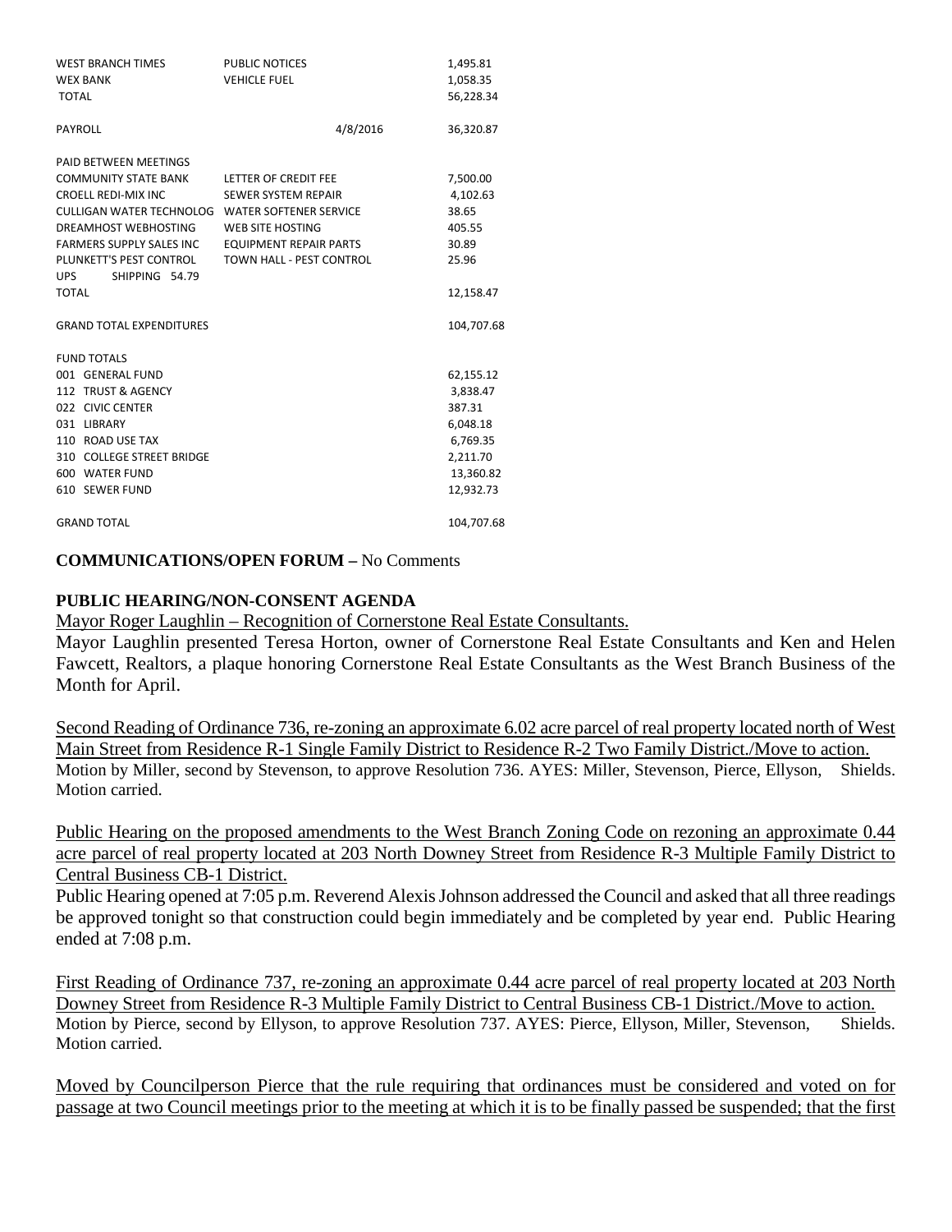| | | | |
|---|---|---|---|
| WEST BRANCH TIMES | PUBLIC NOTICES | | 1,495.81 |
| WEX BANK | VEHICLE FUEL | | 1,058.35 |
| TOTAL | | | 56,228.34 |
| | | | |
| PAYROLL | | 4/8/2016 | 36,320.87 |
| | | | |
| PAID BETWEEN MEETINGS | | | |
| COMMUNITY STATE BANK | LETTER OF CREDIT FEE | | 7,500.00 |
| CROELL REDI-MIX INC | SEWER SYSTEM REPAIR | | 4,102.63 |
| CULLIGAN WATER TECHNOLOG | WATER SOFTENER SERVICE | | 38.65 |
| DREAMHOST WEBHOSTING | WEB SITE HOSTING | | 405.55 |
| FARMERS SUPPLY SALES INC | EQUIPMENT REPAIR PARTS | | 30.89 |
| PLUNKETT'S PEST CONTROL | TOWN HALL - PEST CONTROL | | 25.96 |
| UPS SHIPPING 54.79 | | | |
| TOTAL | | | 12,158.47 |
| | | | |
| GRAND TOTAL EXPENDITURES | | | 104,707.68 |
| | | | |
| FUND TOTALS | | | |
| 001 GENERAL FUND | | | 62,155.12 |
| 112 TRUST & AGENCY | | | 3,838.47 |
| 022 CIVIC CENTER | | | 387.31 |
| 031 LIBRARY | | | 6,048.18 |
| 110 ROAD USE TAX | | | 6,769.35 |
| 310 COLLEGE STREET BRIDGE | | | 2,211.70 |
| 600 WATER FUND | | | 13,360.82 |
| 610 SEWER FUND | | | 12,932.73 |
| | | | |
| GRAND TOTAL | | | 104,707.68 |

**COMMUNICATIONS/OPEN FORUM –** No Comments

**PUBLIC HEARING/NON-CONSENT AGENDA**

Mayor Roger Laughlin – Recognition of Cornerstone Real Estate Consultants.

Mayor Laughlin presented Teresa Horton, owner of Cornerstone Real Estate Consultants and Ken and Helen Fawcett, Realtors, a plaque honoring Cornerstone Real Estate Consultants as the West Branch Business of the Month for April.

Second Reading of Ordinance 736, re-zoning an approximate 6.02 acre parcel of real property located north of West Main Street from Residence R-1 Single Family District to Residence R-2 Two Family District./Move to action.

Motion by Miller, second by Stevenson, to approve Resolution 736. AYES: Miller, Stevenson, Pierce, Ellyson, Shields. Motion carried.

Public Hearing on the proposed amendments to the West Branch Zoning Code on rezoning an approximate 0.44 acre parcel of real property located at 203 North Downey Street from Residence R-3 Multiple Family District to Central Business CB-1 District.

Public Hearing opened at 7:05 p.m. Reverend Alexis Johnson addressed the Council and asked that all three readings be approved tonight so that construction could begin immediately and be completed by year end. Public Hearing ended at 7:08 p.m.

First Reading of Ordinance 737, re-zoning an approximate 0.44 acre parcel of real property located at 203 North Downey Street from Residence R-3 Multiple Family District to Central Business CB-1 District./Move to action.

Motion by Pierce, second by Ellyson, to approve Resolution 737. AYES: Pierce, Ellyson, Miller, Stevenson, Shields. Motion carried.

Moved by Councilperson Pierce that the rule requiring that ordinances must be considered and voted on for passage at two Council meetings prior to the meeting at which it is to be finally passed be suspended; that the first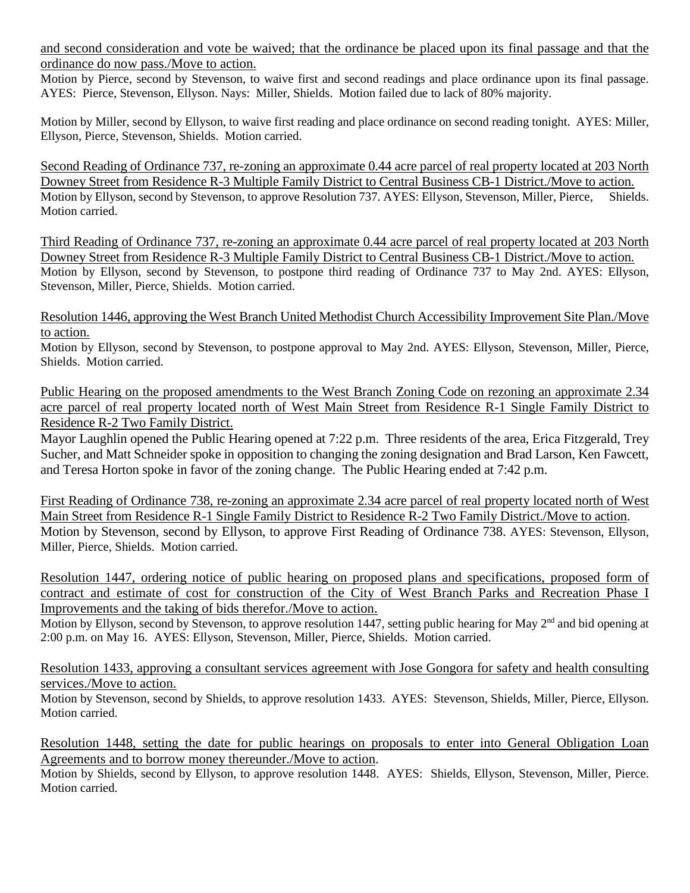and second consideration and vote be waived; that the ordinance be placed upon its final passage and that the ordinance do now pass./Move to action.

Motion by Pierce, second by Stevenson, to waive first and second readings and place ordinance upon its final passage. AYES: Pierce, Stevenson, Ellyson. Nays: Miller, Shields. Motion failed due to lack of 80% majority.

Motion by Miller, second by Ellyson, to waive first reading and place ordinance on second reading tonight. AYES: Miller, Ellyson, Pierce, Stevenson, Shields. Motion carried.

Second Reading of Ordinance 737, re-zoning an approximate 0.44 acre parcel of real property located at 203 North Downey Street from Residence R-3 Multiple Family District to Central Business CB-1 District./Move to action.

Motion by Ellyson, second by Stevenson, to approve Resolution 737. AYES: Ellyson, Stevenson, Miller, Pierce, Shields. Motion carried.

Third Reading of Ordinance 737, re-zoning an approximate 0.44 acre parcel of real property located at 203 North Downey Street from Residence R-3 Multiple Family District to Central Business CB-1 District./Move to action.

Motion by Ellyson, second by Stevenson, to postpone third reading of Ordinance 737 to May 2nd. AYES: Ellyson, Stevenson, Miller, Pierce, Shields. Motion carried.

Resolution 1446, approving the West Branch United Methodist Church Accessibility Improvement Site Plan./Move to action.

Motion by Ellyson, second by Stevenson, to postpone approval to May 2nd. AYES: Ellyson, Stevenson, Miller, Pierce, Shields. Motion carried.

Public Hearing on the proposed amendments to the West Branch Zoning Code on rezoning an approximate 2.34 acre parcel of real property located north of West Main Street from Residence R-1 Single Family District to Residence R-2 Two Family District.

Mayor Laughlin opened the Public Hearing opened at 7:22 p.m. Three residents of the area, Erica Fitzgerald, Trey Sucher, and Matt Schneider spoke in opposition to changing the zoning designation and Brad Larson, Ken Fawcett, and Teresa Horton spoke in favor of the zoning change. The Public Hearing ended at 7:42 p.m.

First Reading of Ordinance 738, re-zoning an approximate 2.34 acre parcel of real property located north of West Main Street from Residence R-1 Single Family District to Residence R-2 Two Family District./Move to action.

Motion by Stevenson, second by Ellyson, to approve First Reading of Ordinance 738. AYES: Stevenson, Ellyson, Miller, Pierce, Shields. Motion carried.

Resolution 1447, ordering notice of public hearing on proposed plans and specifications, proposed form of contract and estimate of cost for construction of the City of West Branch Parks and Recreation Phase I Improvements and the taking of bids therefor./Move to action.

Motion by Ellyson, second by Stevenson, to approve resolution 1447, setting public hearing for May 2nd and bid opening at 2:00 p.m. on May 16. AYES: Ellyson, Stevenson, Miller, Pierce, Shields. Motion carried.

Resolution 1433, approving a consultant services agreement with Jose Gongora for safety and health consulting services./Move to action.

Motion by Stevenson, second by Shields, to approve resolution 1433. AYES: Stevenson, Shields, Miller, Pierce, Ellyson. Motion carried.

Resolution 1448, setting the date for public hearings on proposals to enter into General Obligation Loan Agreements and to borrow money thereunder./Move to action.

Motion by Shields, second by Ellyson, to approve resolution 1448. AYES: Shields, Ellyson, Stevenson, Miller, Pierce. Motion carried.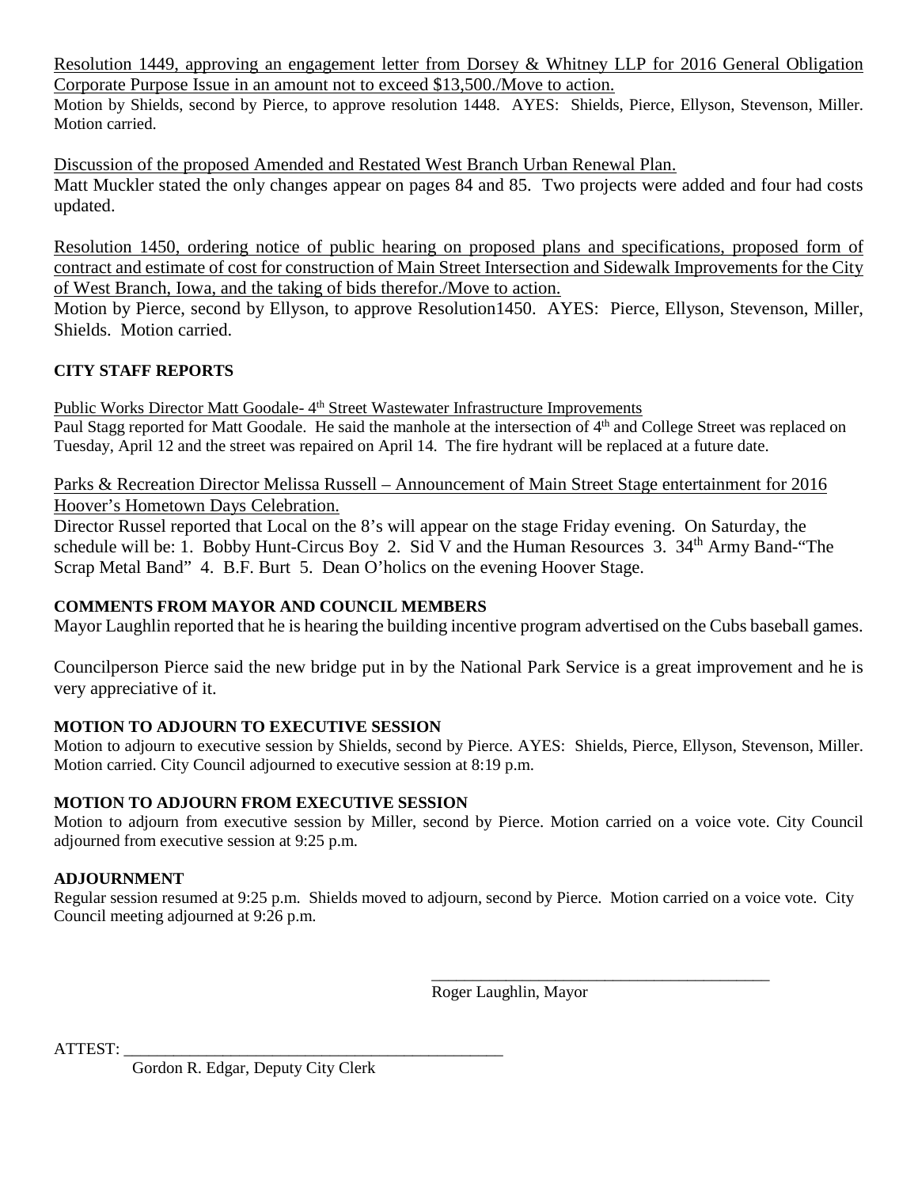Resolution 1449, approving an engagement letter from Dorsey & Whitney LLP for 2016 General Obligation Corporate Purpose Issue in an amount not to exceed $13,500./Move to action.

Motion by Shields, second by Pierce, to approve resolution 1448. AYES: Shields, Pierce, Ellyson, Stevenson, Miller. Motion carried.

Discussion of the proposed Amended and Restated West Branch Urban Renewal Plan.

Matt Muckler stated the only changes appear on pages 84 and 85. Two projects were added and four had costs updated.

Resolution 1450, ordering notice of public hearing on proposed plans and specifications, proposed form of contract and estimate of cost for construction of Main Street Intersection and Sidewalk Improvements for the City of West Branch, Iowa, and the taking of bids therefor./Move to action.

Motion by Pierce, second by Ellyson, to approve Resolution1450. AYES: Pierce, Ellyson, Stevenson, Miller, Shields. Motion carried.

**CITY STAFF REPORTS**

Public Works Director Matt Goodale- 4th Street Wastewater Infrastructure Improvements

Paul Stagg reported for Matt Goodale. He said the manhole at the intersection of 4th and College Street was replaced on Tuesday, April 12 and the street was repaired on April 14. The fire hydrant will be replaced at a future date.

Parks & Recreation Director Melissa Russell – Announcement of Main Street Stage entertainment for 2016 Hoover's Hometown Days Celebration.

Director Russel reported that Local on the 8's will appear on the stage Friday evening. On Saturday, the schedule will be: 1. Bobby Hunt-Circus Boy 2. Sid V and the Human Resources 3. 34th Army Band-"The Scrap Metal Band" 4. B.F. Burt 5. Dean O'holics on the evening Hoover Stage.

**COMMENTS FROM MAYOR AND COUNCIL MEMBERS**

Mayor Laughlin reported that he is hearing the building incentive program advertised on the Cubs baseball games.

Councilperson Pierce said the new bridge put in by the National Park Service is a great improvement and he is very appreciative of it.

**MOTION TO ADJOURN TO EXECUTIVE SESSION**

Motion to adjourn to executive session by Shields, second by Pierce. AYES: Shields, Pierce, Ellyson, Stevenson, Miller. Motion carried. City Council adjourned to executive session at 8:19 p.m.

**MOTION TO ADJOURN FROM EXECUTIVE SESSION**

Motion to adjourn from executive session by Miller, second by Pierce. Motion carried on a voice vote. City Council adjourned from executive session at 9:25 p.m.

**ADJOURNMENT**

Regular session resumed at 9:25 p.m. Shields moved to adjourn, second by Pierce. Motion carried on a voice vote. City Council meeting adjourned at 9:26 p.m.

\_\_\_\_\_\_\_\_\_\_\_\_\_\_\_\_\_\_\_\_\_\_\_\_\_\_\_\_\_\_\_\_\_\_\_\_\_\_\_\_\_\_\_\_

Roger Laughlin, Mayor

ATTEST: \_\_\_\_\_\_\_\_\_\_\_\_\_\_\_\_\_\_\_\_\_\_\_\_\_\_\_\_\_\_\_\_\_\_\_\_\_\_\_\_\_\_\_\_\_\_\_\_

Gordon R. Edgar, Deputy City Clerk